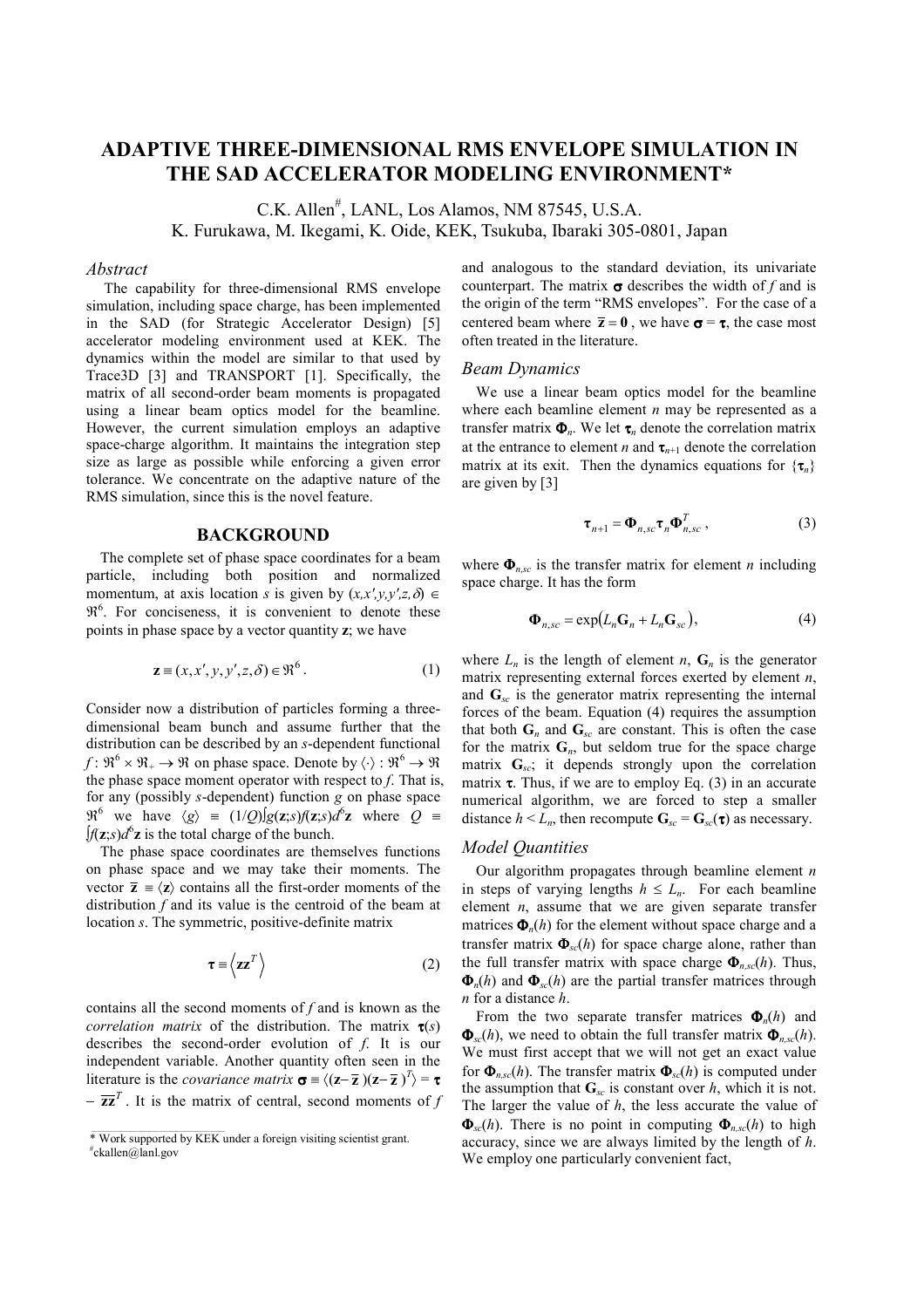# ADAPTIVE THREE-DIMENSIONAL RMS ENVELOPE SIMULATION IN THE SAD ACCELERATOR MODELING ENVIRONMENT*

C.K. Allen[#], LANL, Los Alamos, NM 87545, U.S.A.
K. Furukawa, M. Ikegami, K. Oide, KEK, Tsukuba, Ibaraki 305-0801, Japan

### *Abstract*

The capability for three-dimensional RMS envelope simulation, including space charge, has been implemented in the SAD (for Strategic Accelerator Design) [5] accelerator modeling environment used at KEK. The dynamics within the model are similar to that used by Trace3D [3] and TRANSPORT [1]. Specifically, the matrix of all second-order beam moments is propagated using a linear beam optics model for the beamline. However, the current simulation employs an adaptive space-charge algorithm. It maintains the integration step size as large as possible while enforcing a given error tolerance. We concentrate on the adaptive nature of the RMS simulation, since this is the novel feature.

## BACKGROUND

The complete set of phase space coordinates for a beam particle, including both position and normalized momentum, at axis location $s$ is given by $(x,x',y,y',z,\delta) \in \Re^6$. For conciseness, it is convenient to denote these points in phase space by a vector quantity $\mathbf{z}$; we have

$$\mathbf{z} \equiv (x,x',y,y',z,\delta) \in \Re^6 . \tag{1}$$

Consider now a distribution of particles forming a three-dimensional beam bunch and assume further that the distribution can be described by an $s$-dependent functional $f : \Re^6 \times \Re_+ \to \Re$ on phase space. Denote by $\langle\cdot\rangle : \Re^6 \to \Re$ the phase space moment operator with respect to $f$. That is, for any (possibly $s$-dependent) function $g$ on phase space $\Re^6$ we have $\langle g \rangle \equiv (1/Q)\int g(\mathbf{z};s)f(\mathbf{z};s)d^6\mathbf{z}$ where $Q \equiv \int f(\mathbf{z};s)d^6\mathbf{z}$ is the total charge of the bunch.

The phase space coordinates are themselves functions on phase space and we may take their moments. The vector $\bar{\mathbf{z}} \equiv \langle \mathbf{z} \rangle$ contains all the first-order moments of the distribution $f$ and its value is the centroid of the beam at location $s$. The symmetric, positive-definite matrix

$$\boldsymbol{\tau} \equiv \left\langle \mathbf{z}\mathbf{z}^T \right\rangle \tag{2}$$

contains all the second moments of $f$ and is known as the *correlation matrix* of the distribution. The matrix $\boldsymbol{\tau}(s)$ describes the second-order evolution of $f$. It is our independent variable. Another quantity often seen in the literature is the *covariance matrix* $\boldsymbol{\sigma} \equiv \langle(\mathbf{z}-\bar{\mathbf{z}})(\mathbf{z}-\bar{\mathbf{z}})^T\rangle = \boldsymbol{\tau} - \bar{\mathbf{z}}\bar{\mathbf{z}}^T$. It is the matrix of central, second moments of $f$ and analogous to the standard deviation, its univariate counterpart. The matrix $\boldsymbol{\sigma}$ describes the width of $f$ and is the origin of the term "RMS envelopes". For the case of a centered beam where $\bar{\mathbf{z}} = \mathbf{0}$, we have $\boldsymbol{\sigma} = \boldsymbol{\tau}$, the case most often treated in the literature.

### *Beam Dynamics*

We use a linear beam optics model for the beamline where each beamline element $n$ may be represented as a transfer matrix $\boldsymbol{\Phi}_n$. We let $\boldsymbol{\tau}_n$ denote the correlation matrix at the entrance to element $n$ and $\boldsymbol{\tau}_{n+1}$ denote the correlation matrix at its exit. Then the dynamics equations for $\{\boldsymbol{\tau}_n\}$ are given by [3]

$$\boldsymbol{\tau}_{n+1} = \boldsymbol{\Phi}_{n,sc}\boldsymbol{\tau}_n\boldsymbol{\Phi}_{n,sc}^T , \tag{3}$$

where $\boldsymbol{\Phi}_{n,sc}$ is the transfer matrix for element $n$ including space charge. It has the form

$$\boldsymbol{\Phi}_{n,sc} = \exp\left(L_n\mathbf{G}_n + L_n\mathbf{G}_{sc}\right), \tag{4}$$

where $L_n$ is the length of element $n$, $\mathbf{G}_n$ is the generator matrix representing external forces exerted by element $n$, and $\mathbf{G}_{sc}$ is the generator matrix representing the internal forces of the beam. Equation (4) requires the assumption that both $\mathbf{G}_n$ and $\mathbf{G}_{sc}$ are constant. This is often the case for the matrix $\mathbf{G}_n$, but seldom true for the space charge matrix $\mathbf{G}_{sc}$; it depends strongly upon the correlation matrix $\boldsymbol{\tau}$. Thus, if we are to employ Eq. (3) in an accurate numerical algorithm, we are forced to step a smaller distance $h < L_n$, then recompute $\mathbf{G}_{sc} = \mathbf{G}_{sc}(\boldsymbol{\tau})$ as necessary.

### *Model Quantities*

Our algorithm propagates through beamline element $n$ in steps of varying lengths $h \leq L_n$. For each beamline element $n$, assume that we are given separate transfer matrices $\boldsymbol{\Phi}_n(h)$ for the element without space charge and a transfer matrix $\boldsymbol{\Phi}_{sc}(h)$ for space charge alone, rather than the full transfer matrix with space charge $\boldsymbol{\Phi}_{n,sc}(h)$. Thus, $\boldsymbol{\Phi}_n(h)$ and $\boldsymbol{\Phi}_{sc}(h)$ are the partial transfer matrices through $n$ for a distance $h$.

From the two separate transfer matrices $\boldsymbol{\Phi}_n(h)$ and $\boldsymbol{\Phi}_{sc}(h)$, we need to obtain the full transfer matrix $\boldsymbol{\Phi}_{n,sc}(h)$. We must first accept that we will not get an exact value for $\boldsymbol{\Phi}_{n,sc}(h)$. The transfer matrix $\boldsymbol{\Phi}_{sc}(h)$ is computed under the assumption that $\mathbf{G}_{sc}$ is constant over $h$, which it is not. The larger the value of $h$, the less accurate the value of $\boldsymbol{\Phi}_{sc}(h)$. There is no point in computing $\boldsymbol{\Phi}_{n,sc}(h)$ to high accuracy, since we are always limited by the length of $h$. We employ one particularly convenient fact,

---

\* Work supported by KEK under a foreign visiting scientist grant.
[#] ckallen@lanl.gov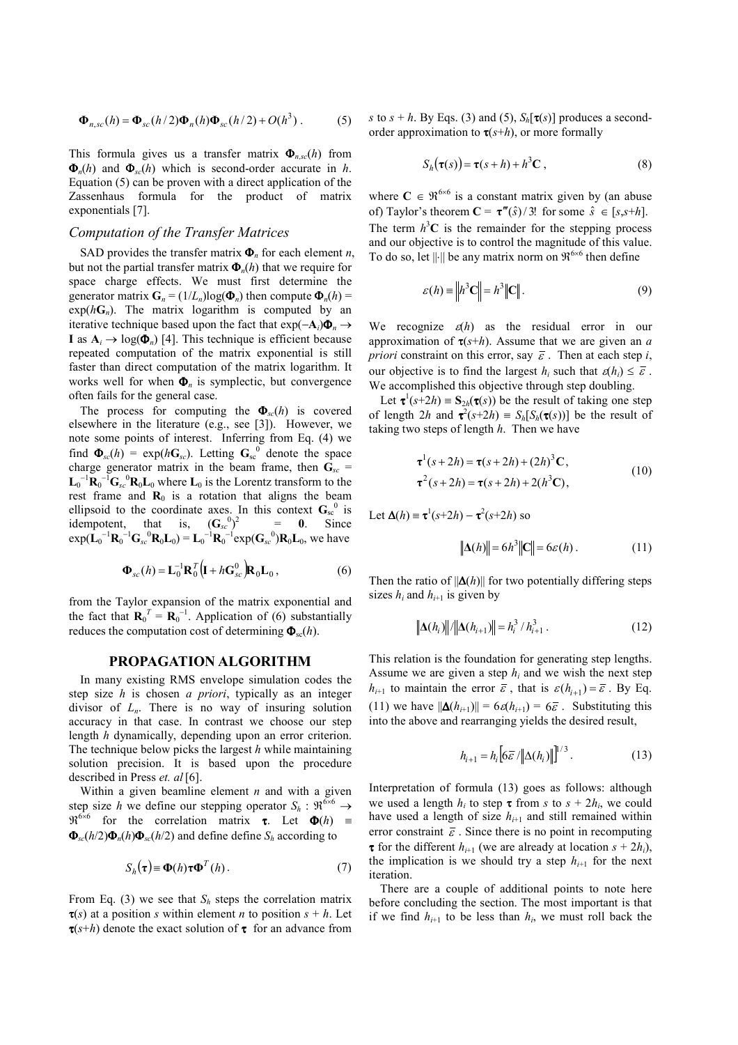$$\mathbf{\Phi}_{n,sc}(h) = \mathbf{\Phi}_{sc}(h/2)\mathbf{\Phi}_n(h)\mathbf{\Phi}_{sc}(h/2) + O(h^3)\ . \tag{5}$$

This formula gives us a transfer matrix $\mathbf{\Phi}_{n,sc}(h)$ from $\mathbf{\Phi}_n(h)$ and $\mathbf{\Phi}_{sc}(h)$ which is second-order accurate in $h$. Equation (5) can be proven with a direct application of the Zassenhaus formula for the product of matrix exponentials [7].

### *Computation of the Transfer Matrices*

SAD provides the transfer matrix $\mathbf{\Phi}_n$ for each element $n$, but not the partial transfer matrix $\mathbf{\Phi}_n(h)$ that we require for space charge effects. We must first determine the generator matrix $\mathbf{G}_n = (1/L_n)\log(\mathbf{\Phi}_n)$ then compute $\mathbf{\Phi}_n(h) = \exp(h\mathbf{G}_n)$. The matrix logarithm is computed by an iterative technique based upon the fact that $\exp(-\mathbf{A}_i)\mathbf{\Phi}_n \rightarrow \mathbf{I}$ as $\mathbf{A}_i \rightarrow \log(\mathbf{\Phi}_n)$ [4]. This technique is efficient because repeated computation of the matrix exponential is still faster than direct computation of the matrix logarithm. It works well for when $\mathbf{\Phi}_n$ is symplectic, but convergence often fails for the general case.

The process for computing the $\mathbf{\Phi}_{sc}(h)$ is covered elsewhere in the literature (e.g., see [3]). However, we note some points of interest. Inferring from Eq. (4) we find $\mathbf{\Phi}_{sc}(h) = \exp(h\mathbf{G}_{sc})$. Letting $\mathbf{G}_{sc}^0$ denote the space charge generator matrix in the beam frame, then $\mathbf{G}_{sc} = \mathbf{L}_0^{-1}\mathbf{R}_0^{-1}\mathbf{G}_{sc}^0\mathbf{R}_0\mathbf{L}_0$ where $\mathbf{L}_0$ is the Lorentz transform to the rest frame and $\mathbf{R}_0$ is a rotation that aligns the beam ellipsoid to the coordinate axes. In this context $\mathbf{G}_{sc}^0$ is idempotent, that is, $(\mathbf{G}_{sc}^0)^2 = \mathbf{0}$. Since $\exp(\mathbf{L}_0^{-1}\mathbf{R}_0^{-1}\mathbf{G}_{sc}^0\mathbf{R}_0\mathbf{L}_0) = \mathbf{L}_0^{-1}\mathbf{R}_0^{-1}\exp(\mathbf{G}_{sc}^0)\mathbf{R}_0\mathbf{L}_0$, we have

$$\mathbf{\Phi}_{sc}(h) = \mathbf{L}_0^{-1}\mathbf{R}_0^T\left(\mathbf{I} + h\mathbf{G}_{sc}^0\right)\mathbf{R}_0\mathbf{L}_0\ , \tag{6}$$

from the Taylor expansion of the matrix exponential and the fact that $\mathbf{R}_0^T = \mathbf{R}_0^{-1}$. Application of (6) substantially reduces the computation cost of determining $\mathbf{\Phi}_{sc}(h)$.

## PROPAGATION ALGORITHM

In many existing RMS envelope simulation codes the step size $h$ is chosen *a priori*, typically as an integer divisor of $L_n$. There is no way of insuring solution accuracy in that case. In contrast we choose our step length $h$ dynamically, depending upon an error criterion. The technique below picks the largest $h$ while maintaining solution precision. It is based upon the procedure described in Press *et. al* [6].

Within a given beamline element $n$ and with a given step size $h$ we define our stepping operator $S_h : \Re^{6\times6} \rightarrow \Re^{6\times6}$ for the correlation matrix $\boldsymbol{\tau}$. Let $\mathbf{\Phi}(h) \equiv \mathbf{\Phi}_{sc}(h/2)\mathbf{\Phi}_n(h)\mathbf{\Phi}_{sc}(h/2)$ and define define $S_h$ according to

$$S_h(\boldsymbol{\tau}) \equiv \mathbf{\Phi}(h)\boldsymbol{\tau}\mathbf{\Phi}^T(h)\ . \tag{7}$$

From Eq. (3) we see that $S_h$ steps the correlation matrix $\boldsymbol{\tau}(s)$ at a position $s$ within element $n$ to position $s + h$. Let $\boldsymbol{\tau}(s+h)$ denote the exact solution of $\boldsymbol{\tau}$ for an advance from $s$ to $s + h$. By Eqs. (3) and (5), $S_h[\boldsymbol{\tau}(s)]$ produces a second-order approximation to $\boldsymbol{\tau}(s+h)$, or more formally

$$S_h(\boldsymbol{\tau}(s)) = \boldsymbol{\tau}(s+h) + h^3\mathbf{C}\ , \tag{8}$$

where $\mathbf{C} \in \Re^{6\times6}$ is a constant matrix given by (an abuse of) Taylor's theorem $\mathbf{C} = \boldsymbol{\tau}'''(\hat{s})/3!$ for some $\hat{s} \in [s,s+h]$. The term $h^3\mathbf{C}$ is the remainder for the stepping process and our objective is to control the magnitude of this value. To do so, let $\|\cdot\|$ be any matrix norm on $\Re^{6\times6}$ then define

$$\varepsilon(h) \equiv \left\|h^3\mathbf{C}\right\| = h^3\left\|\mathbf{C}\right\|. \tag{9}$$

We recognize $\varepsilon(h)$ as the residual error in our approximation of $\boldsymbol{\tau}(s+h)$. Assume that we are given an *a priori* constraint on this error, say $\bar{\varepsilon}$. Then at each step $i$, our objective is to find the largest $h_i$ such that $\varepsilon(h_i) \leq \bar{\varepsilon}$. We accomplished this objective through step doubling.

Let $\boldsymbol{\tau}^1(s+2h) \equiv \mathbf{S}_{2h}(\boldsymbol{\tau}(s))$ be the result of taking one step of length $2h$ and $\boldsymbol{\tau}^2(s+2h) \equiv S_h[S_h(\boldsymbol{\tau}(s))]$ be the result of taking two steps of length $h$. Then we have

$$\begin{aligned}\boldsymbol{\tau}^1(s+2h) &= \boldsymbol{\tau}(s+2h) + (2h)^3\mathbf{C},\\ \boldsymbol{\tau}^2(s+2h) &= \boldsymbol{\tau}(s+2h) + 2(h^3\mathbf{C}),\end{aligned} \tag{10}$$

Let $\mathbf{\Delta}(h) \equiv \boldsymbol{\tau}^1(s+2h) - \boldsymbol{\tau}^2(s+2h)$ so

$$\left\|\mathbf{\Delta}(h)\right\| = 6h^3\left\|\mathbf{C}\right\| = 6\varepsilon(h)\ . \tag{11}$$

Then the ratio of $\|\mathbf{\Delta}(h)\|$ for two potentially differing steps sizes $h_i$ and $h_{i+1}$ is given by

$$\left\|\mathbf{\Delta}(h_i)\right\| / \left\|\mathbf{\Delta}(h_{i+1})\right\| = h_i^3 / h_{i+1}^3\ . \tag{12}$$

This relation is the foundation for generating step lengths. Assume we are given a step $h_i$ and we wish the next step $h_{i+1}$ to maintain the error $\bar{\varepsilon}$, that is $\varepsilon(h_{i+1}) = \bar{\varepsilon}$. By Eq. (11) we have $\|\mathbf{\Delta}(h_{i+1})\| = 6\varepsilon(h_{i+1}) = 6\bar{\varepsilon}$. Substituting this into the above and rearranging yields the desired result,

$$h_{i+1} = h_i\left[6\bar{\varepsilon}/\left\|\Delta(h_i)\right\|\right]^{1/3}. \tag{13}$$

Interpretation of formula (13) goes as follows: although we used a length $h_i$ to step $\boldsymbol{\tau}$ from $s$ to $s + 2h_i$, we could have used a length of size $h_{i+1}$ and still remained within error constraint $\bar{\varepsilon}$. Since there is no point in recomputing $\boldsymbol{\tau}$ for the different $h_{i+1}$ (we are already at location $s + 2h_i$), the implication is we should try a step $h_{i+1}$ for the next iteration.

There are a couple of additional points to note here before concluding the section. The most important is that if we find $h_{i+1}$ to be less than $h_i$, we must roll back the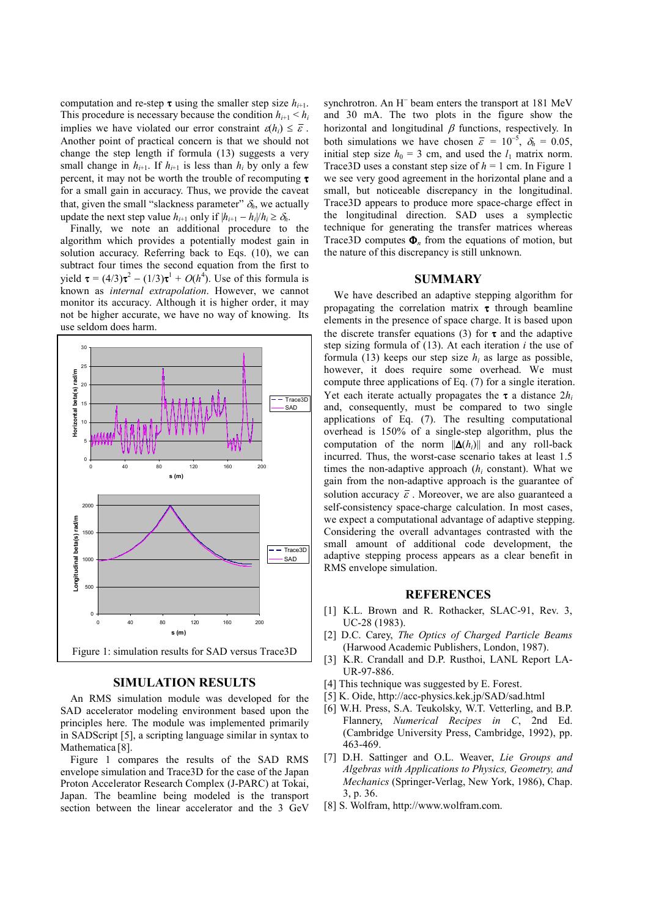computation and re-step $\boldsymbol{\tau}$ using the smaller step size $h_{i+1}$. This procedure is necessary because the condition $h_{i+1} < h_i$ implies we have violated our error constraint $\varepsilon(h_i) \leq \bar{\varepsilon}$. Another point of practical concern is that we should not change the step length if formula (13) suggests a very small change in $h_{i+1}$. If $h_{i+1}$ is less than $h_i$ by only a few percent, it may not be worth the trouble of recomputing $\boldsymbol{\tau}$ for a small gain in accuracy. Thus, we provide the caveat that, given the small "slackness parameter" $\delta_h$, we actually update the next step value $h_{i+1}$ only if $|h_{i+1} - h_i|/h_i \geq \delta_h$.

Finally, we note an additional procedure to the algorithm which provides a potentially modest gain in solution accuracy. Referring back to Eqs. (10), we can subtract four times the second equation from the first to yield $\boldsymbol{\tau} = (4/3)\boldsymbol{\tau}^2 - (1/3)\boldsymbol{\tau}^1 + O(h^4)$. Use of this formula is known as *internal extrapolation*. However, we cannot monitor its accuracy. Although it is higher order, it may not be higher accurate, we have no way of knowing. Its use seldom does harm.

30
25
20
15
10
5
0
Horizontal beta(s) rad/m
0 40 80 120 160 200
s (m)
Trace3D
SAD

2000
1500
1000
500
0
Longitudinal beta(s) rad/m
0 40 80 120 160 200
s (m)
Trace3D
SAD

Figure 1: simulation results for SAD versus Trace3D

## SIMULATION RESULTS

An RMS simulation module was developed for the SAD accelerator modeling environment based upon the principles here. The module was implemented primarily in SADScript [5], a scripting language similar in syntax to Mathematica [8].

Figure 1 compares the results of the SAD RMS envelope simulation and Trace3D for the case of the Japan Proton Accelerator Research Complex (J-PARC) at Tokai, Japan. The beamline being modeled is the transport section between the linear accelerator and the 3 GeV synchrotron. An $H^-$ beam enters the transport at 181 MeV and 30 mA. The two plots in the figure show the horizontal and longitudinal $\beta$ functions, respectively. In both simulations we have chosen $\bar{\varepsilon} = 10^{-5}$, $\delta_h = 0.05$, initial step size $h_0 = 3$ cm, and used the $l_1$ matrix norm. Trace3D uses a constant step size of $h = 1$ cm. In Figure 1 we see very good agreement in the horizontal plane and a small, but noticeable discrepancy in the longitudinal. Trace3D appears to produce more space-charge effect in the longitudinal direction. SAD uses a symplectic technique for generating the transfer matrices whereas Trace3D computes $\boldsymbol{\Phi}_n$ from the equations of motion, but the nature of this discrepancy is still unknown.

## SUMMARY

We have described an adaptive stepping algorithm for propagating the correlation matrix $\boldsymbol{\tau}$ through beamline elements in the presence of space charge. It is based upon the discrete transfer equations (3) for $\boldsymbol{\tau}$ and the adaptive step sizing formula of (13). At each iteration $i$ the use of formula (13) keeps our step size $h_i$ as large as possible, however, it does require some overhead. We must compute three applications of Eq. (7) for a single iteration. Yet each iterate actually propagates the $\boldsymbol{\tau}$ a distance $2h_i$ and, consequently, must be compared to two single applications of Eq. (7). The resulting computational overhead is 150% of a single-step algorithm, plus the computation of the norm $\|\boldsymbol{\Delta}(h_i)\|$ and any roll-back incurred. Thus, the worst-case scenario takes at least 1.5 times the non-adaptive approach ($h_i$ constant). What we gain from the non-adaptive approach is the guarantee of solution accuracy $\bar{\varepsilon}$. Moreover, we are also guaranteed a self-consistency space-charge calculation. In most cases, we expect a computational advantage of adaptive stepping. Considering the overall advantages contrasted with the small amount of additional code development, the adaptive stepping process appears as a clear benefit in RMS envelope simulation.

## REFERENCES

[1] K.L. Brown and R. Rothacker, SLAC-91, Rev. 3, UC-28 (1983).

[2] D.C. Carey, *The Optics of Charged Particle Beams* (Harwood Academic Publishers, London, 1987).

[3] K.R. Crandall and D.P. Rusthoi, LANL Report LA-UR-97-886.

[4] This technique was suggested by E. Forest.

[5] K. Oide, http://acc-physics.kek.jp/SAD/sad.html

[6] W.H. Press, S.A. Teukolsky, W.T. Vetterling, and B.P. Flannery, *Numerical Recipes in C*, 2nd Ed. (Cambridge University Press, Cambridge, 1992), pp. 463-469.

[7] D.H. Sattinger and O.L. Weaver, *Lie Groups and Algebras with Applications to Physics, Geometry, and Mechanics* (Springer-Verlag, New York, 1986), Chap. 3, p. 36.

[8] S. Wolfram, http://www.wolfram.com.